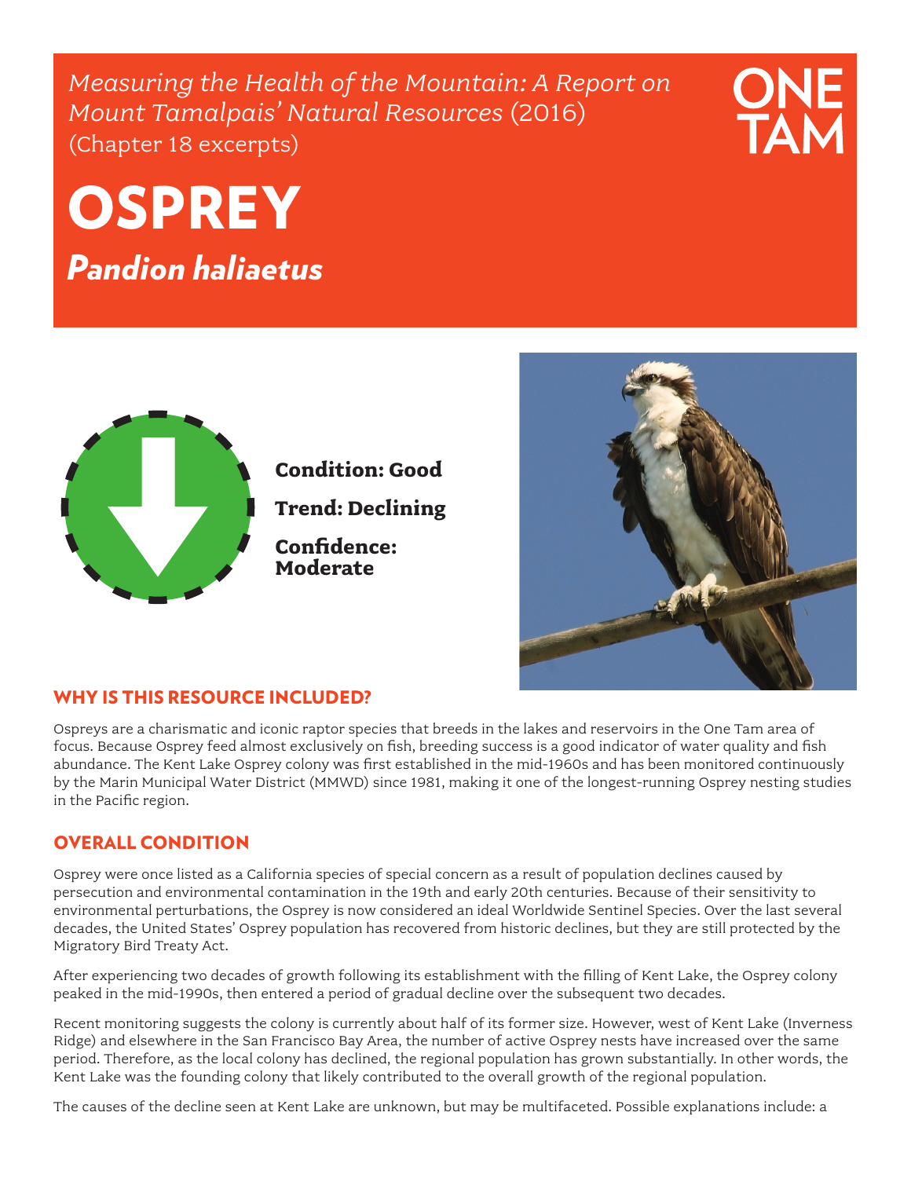*Measuring the Health of the Mountain: A Report on Mount Tamalpais' Natural Resources* (2016)
(Chapter 18 excerpts)

ONE TAM

# OSPREY

## *Pandion haliaetus*

**Condition: Good**

**Trend: Declining**

**Confidence: Moderate**

## WHY IS THIS RESOURCE INCLUDED?

Ospreys are a charismatic and iconic raptor species that breeds in the lakes and reservoirs in the One Tam area of focus. Because Osprey feed almost exclusively on fish, breeding success is a good indicator of water quality and fish abundance. The Kent Lake Osprey colony was first established in the mid-1960s and has been monitored continuously by the Marin Municipal Water District (MMWD) since 1981, making it one of the longest-running Osprey nesting studies in the Pacific region.

## OVERALL CONDITION

Osprey were once listed as a California species of special concern as a result of population declines caused by persecution and environmental contamination in the 19th and early 20th centuries. Because of their sensitivity to environmental perturbations, the Osprey is now considered an ideal Worldwide Sentinel Species. Over the last several decades, the United States' Osprey population has recovered from historic declines, but they are still protected by the Migratory Bird Treaty Act.

After experiencing two decades of growth following its establishment with the filling of Kent Lake, the Osprey colony peaked in the mid-1990s, then entered a period of gradual decline over the subsequent two decades.

Recent monitoring suggests the colony is currently about half of its former size. However, west of Kent Lake (Inverness Ridge) and elsewhere in the San Francisco Bay Area, the number of active Osprey nests have increased over the same period. Therefore, as the local colony has declined, the regional population has grown substantially. In other words, the Kent Lake was the founding colony that likely contributed to the overall growth of the regional population.

The causes of the decline seen at Kent Lake are unknown, but may be multifaceted. Possible explanations include: a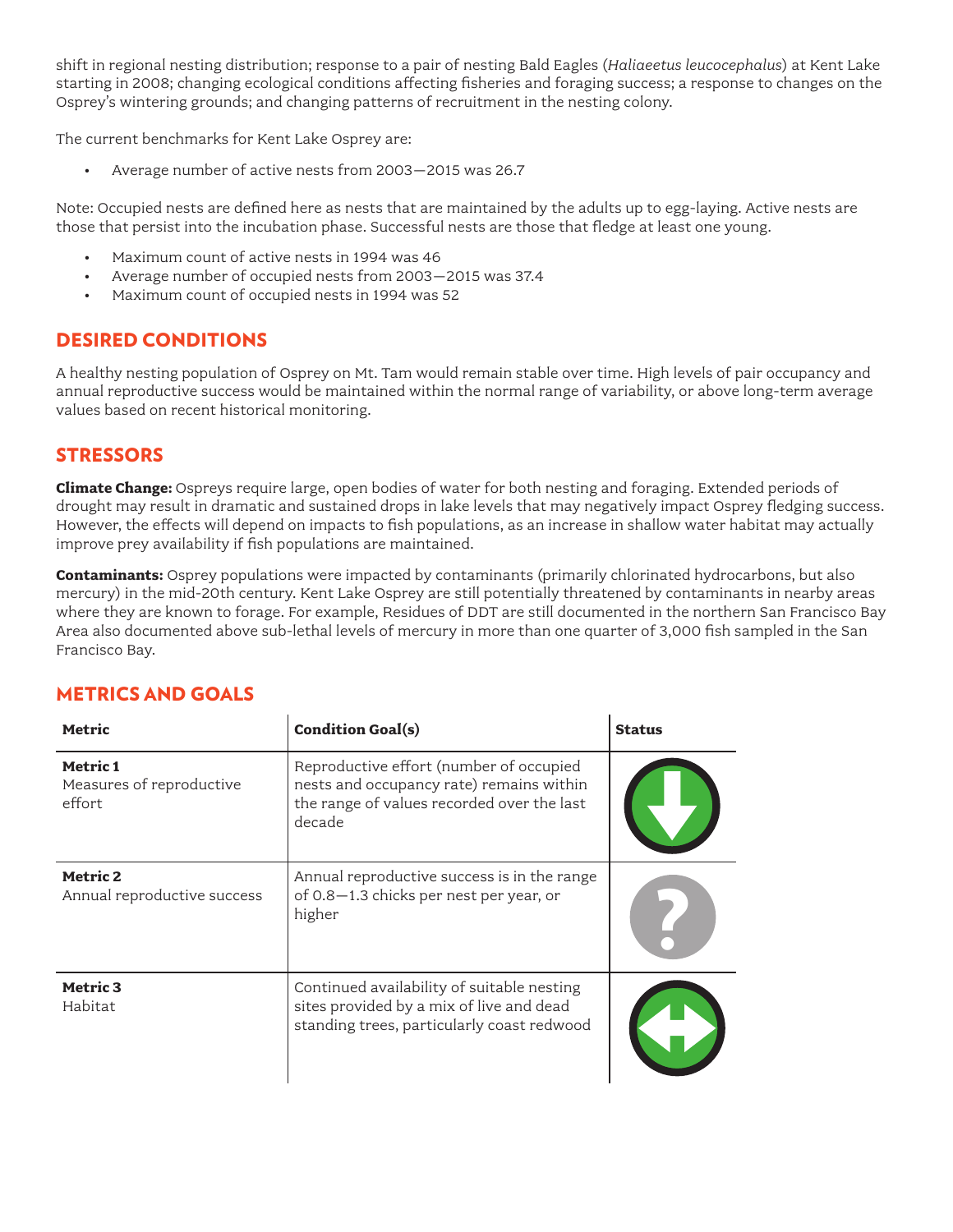shift in regional nesting distribution; response to a pair of nesting Bald Eagles (*Haliaeetus leucocephalus*) at Kent Lake starting in 2008; changing ecological conditions affecting fisheries and foraging success; a response to changes on the Osprey's wintering grounds; and changing patterns of recruitment in the nesting colony.

The current benchmarks for Kent Lake Osprey are:

- Average number of active nests from 2003—2015 was 26.7

Note: Occupied nests are defined here as nests that are maintained by the adults up to egg-laying. Active nests are those that persist into the incubation phase. Successful nests are those that fledge at least one young.

- Maximum count of active nests in 1994 was 46
- Average number of occupied nests from 2003—2015 was 37.4
- Maximum count of occupied nests in 1994 was 52

## DESIRED CONDITIONS

A healthy nesting population of Osprey on Mt. Tam would remain stable over time. High levels of pair occupancy and annual reproductive success would be maintained within the normal range of variability, or above long-term average values based on recent historical monitoring.

## STRESSORS

**Climate Change:** Ospreys require large, open bodies of water for both nesting and foraging. Extended periods of drought may result in dramatic and sustained drops in lake levels that may negatively impact Osprey fledging success. However, the effects will depend on impacts to fish populations, as an increase in shallow water habitat may actually improve prey availability if fish populations are maintained.

**Contaminants:** Osprey populations were impacted by contaminants (primarily chlorinated hydrocarbons, but also mercury) in the mid-20th century. Kent Lake Osprey are still potentially threatened by contaminants in nearby areas where they are known to forage. For example, Residues of DDT are still documented in the northern San Francisco Bay Area also documented above sub-lethal levels of mercury in more than one quarter of 3,000 fish sampled in the San Francisco Bay.

## METRICS AND GOALS

| Metric | Condition Goal(s) | Status |
|---|---|---|
| **Metric 1** Measures of reproductive effort | Reproductive effort (number of occupied nests and occupancy rate) remains within the range of values recorded over the last decade | Down arrow |
| **Metric 2** Annual reproductive success | Annual reproductive success is in the range of 0.8—1.3 chicks per nest per year, or higher | ? |
| **Metric 3** Habitat | Continued availability of suitable nesting sites provided by a mix of live and dead standing trees, particularly coast redwood | Left-right arrow |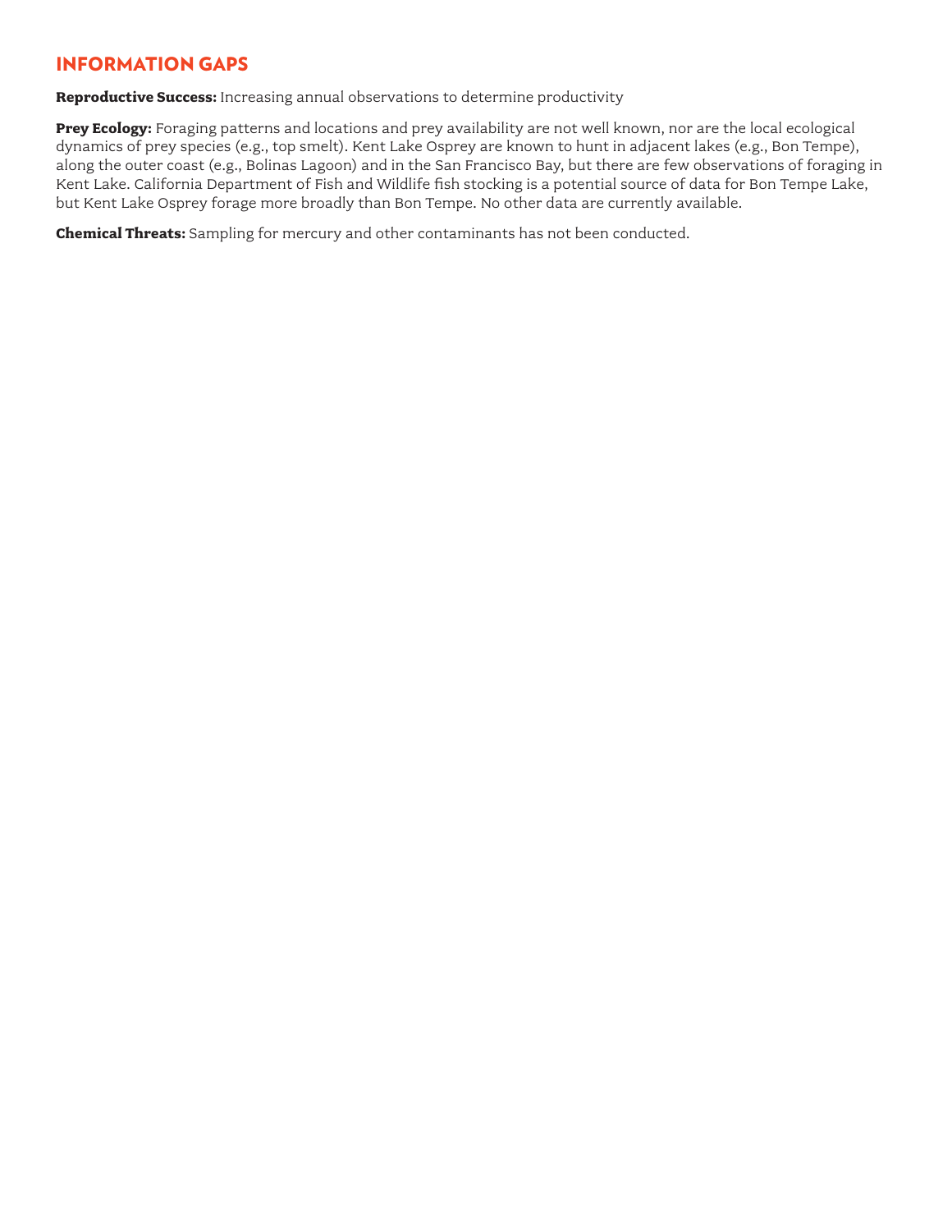## INFORMATION GAPS

**Reproductive Success:** Increasing annual observations to determine productivity

**Prey Ecology:** Foraging patterns and locations and prey availability are not well known, nor are the local ecological dynamics of prey species (e.g., top smelt). Kent Lake Osprey are known to hunt in adjacent lakes (e.g., Bon Tempe), along the outer coast (e.g., Bolinas Lagoon) and in the San Francisco Bay, but there are few observations of foraging in Kent Lake. California Department of Fish and Wildlife fish stocking is a potential source of data for Bon Tempe Lake, but Kent Lake Osprey forage more broadly than Bon Tempe. No other data are currently available.

**Chemical Threats:** Sampling for mercury and other contaminants has not been conducted.